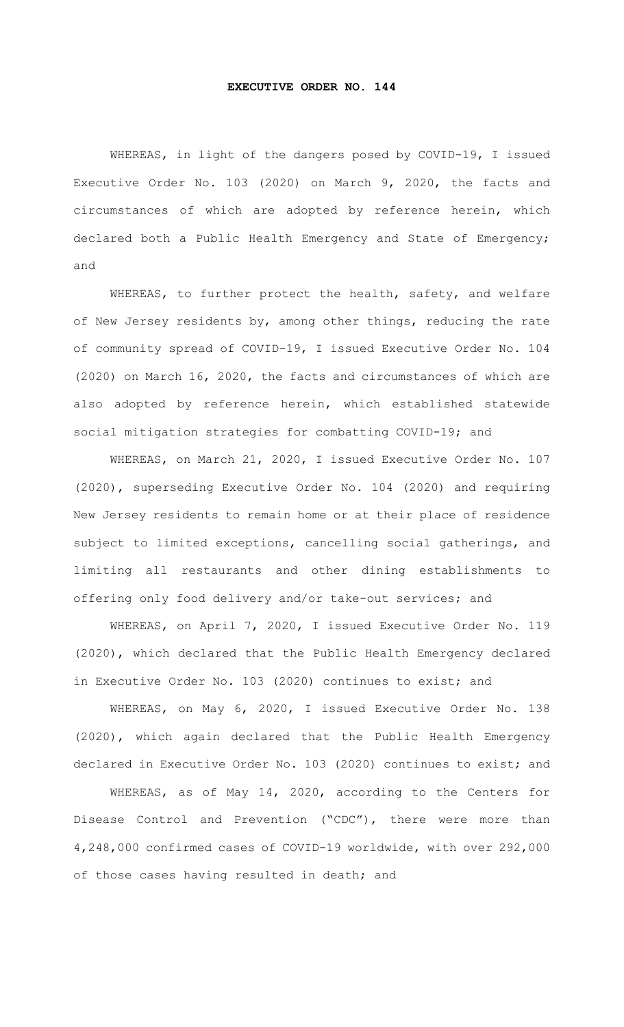# EXECUTIVE ORDER NO. 144

WHEREAS, in light of the dangers posed by COVID-19, I issued Executive Order No. 103 (2020) on March 9, 2020, the facts and circumstances of which are adopted by reference herein, which declared both a Public Health Emergency and State of Emergency; and

WHEREAS, to further protect the health, safety, and welfare of New Jersey residents by, among other things, reducing the rate of community spread of COVID-19, I issued Executive Order No. 104 (2020) on March 16, 2020, the facts and circumstances of which are also adopted by reference herein, which established statewide social mitigation strategies for combatting COVID-19; and

WHEREAS, on March 21, 2020, I issued Executive Order No. 107 (2020), superseding Executive Order No. 104 (2020) and requiring New Jersey residents to remain home or at their place of residence subject to limited exceptions, cancelling social gatherings, and limiting all restaurants and other dining establishments to offering only food delivery and/or take-out services; and

WHEREAS, on April 7, 2020, I issued Executive Order No. 119 (2020), which declared that the Public Health Emergency declared in Executive Order No. 103 (2020) continues to exist; and

WHEREAS, on May 6, 2020, I issued Executive Order No. 138 (2020), which again declared that the Public Health Emergency declared in Executive Order No. 103 (2020) continues to exist; and

WHEREAS, as of May 14, 2020, according to the Centers for Disease Control and Prevention ("CDC"), there were more than 4,248,000 confirmed cases of COVID-19 worldwide, with over 292,000 of those cases having resulted in death; and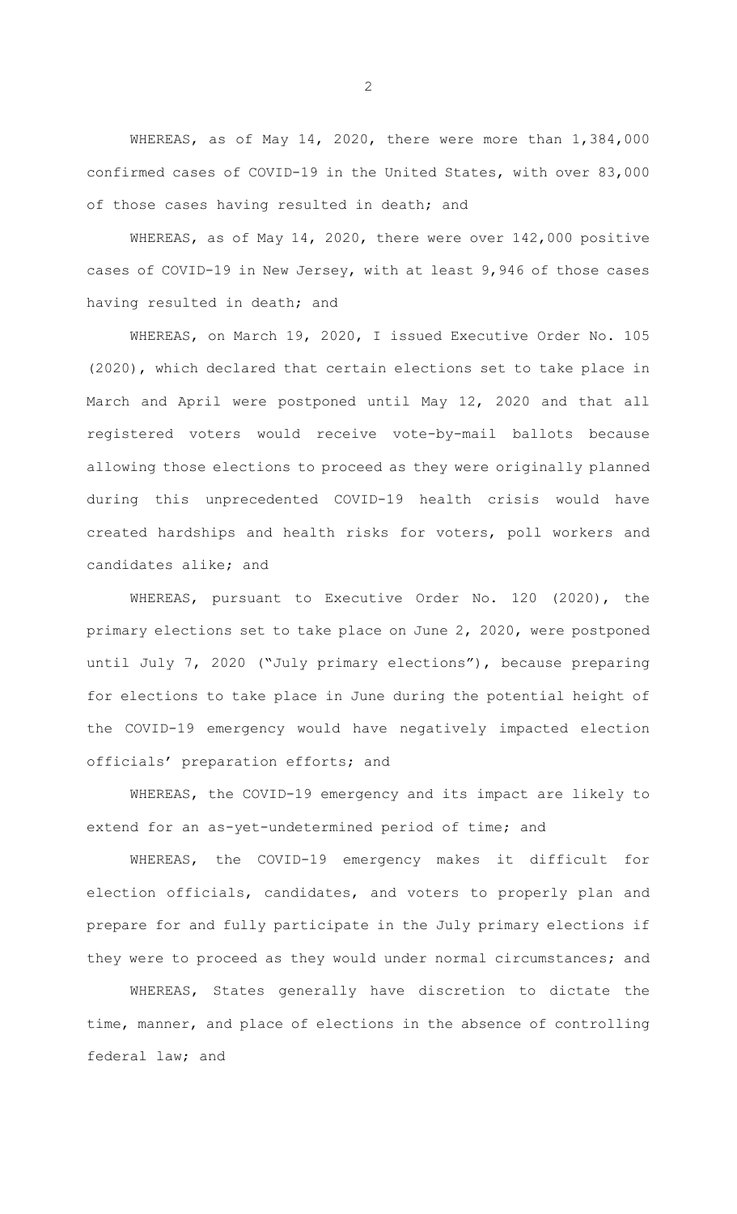WHEREAS, as of May 14, 2020, there were more than 1,384,000 confirmed cases of COVID-19 in the United States, with over 83,000 of those cases having resulted in death; and

WHEREAS, as of May 14, 2020, there were over 142,000 positive cases of COVID-19 in New Jersey, with at least 9,946 of those cases having resulted in death; and

WHEREAS, on March 19, 2020, I issued Executive Order No. 105 (2020), which declared that certain elections set to take place in March and April were postponed until May 12, 2020 and that all registered voters would receive vote-by-mail ballots because allowing those elections to proceed as they were originally planned during this unprecedented COVID-19 health crisis would have created hardships and health risks for voters, poll workers and candidates alike; and

WHEREAS, pursuant to Executive Order No. 120 (2020), the primary elections set to take place on June 2, 2020, were postponed until July 7, 2020 ("July primary elections"), because preparing for elections to take place in June during the potential height of the COVID-19 emergency would have negatively impacted election officials' preparation efforts; and

WHEREAS, the COVID-19 emergency and its impact are likely to extend for an as-yet-undetermined period of time; and

WHEREAS, the COVID-19 emergency makes it difficult for election officials, candidates, and voters to properly plan and prepare for and fully participate in the July primary elections if they were to proceed as they would under normal circumstances; and

WHEREAS, States generally have discretion to dictate the time, manner, and place of elections in the absence of controlling federal law; and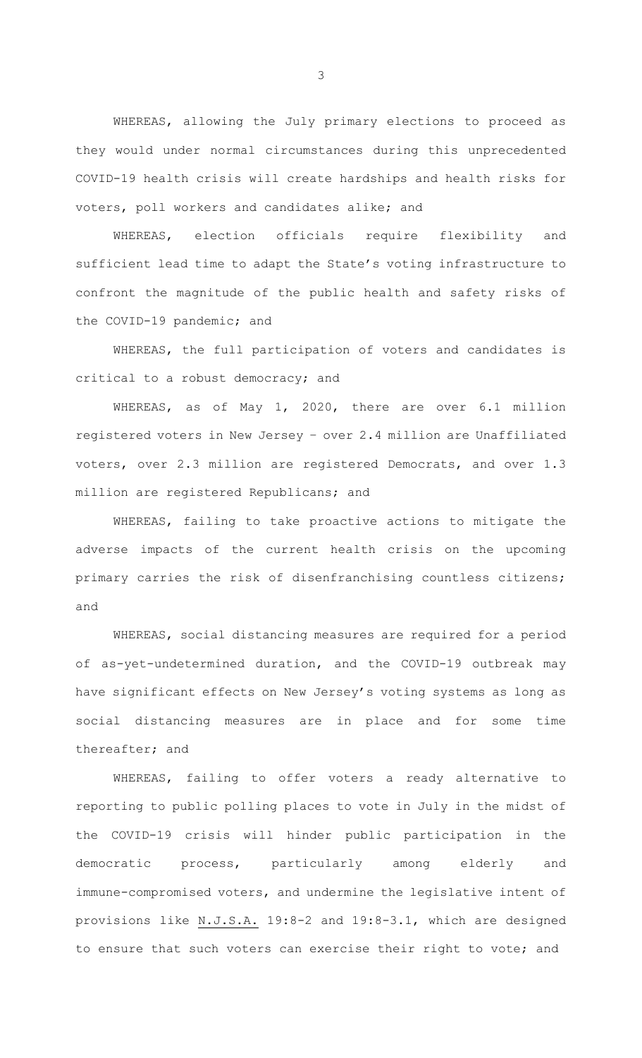WHEREAS, allowing the July primary elections to proceed as they would under normal circumstances during this unprecedented COVID-19 health crisis will create hardships and health risks for voters, poll workers and candidates alike; and

WHEREAS, election officials require flexibility and sufficient lead time to adapt the State's voting infrastructure to confront the magnitude of the public health and safety risks of the COVID-19 pandemic; and

WHEREAS, the full participation of voters and candidates is critical to a robust democracy; and

WHEREAS, as of May 1, 2020, there are over 6.1 million registered voters in New Jersey – over 2.4 million are Unaffiliated voters, over 2.3 million are registered Democrats, and over 1.3 million are registered Republicans; and

WHEREAS, failing to take proactive actions to mitigate the adverse impacts of the current health crisis on the upcoming primary carries the risk of disenfranchising countless citizens; and

WHEREAS, social distancing measures are required for a period of as-yet-undetermined duration, and the COVID-19 outbreak may have significant effects on New Jersey's voting systems as long as social distancing measures are in place and for some time thereafter; and

WHEREAS, failing to offer voters a ready alternative to reporting to public polling places to vote in July in the midst of the COVID-19 crisis will hinder public participation in the democratic process, particularly among elderly and immune-compromised voters, and undermine the legislative intent of provisions like N.J.S.A. 19:8-2 and 19:8-3.1, which are designed to ensure that such voters can exercise their right to vote; and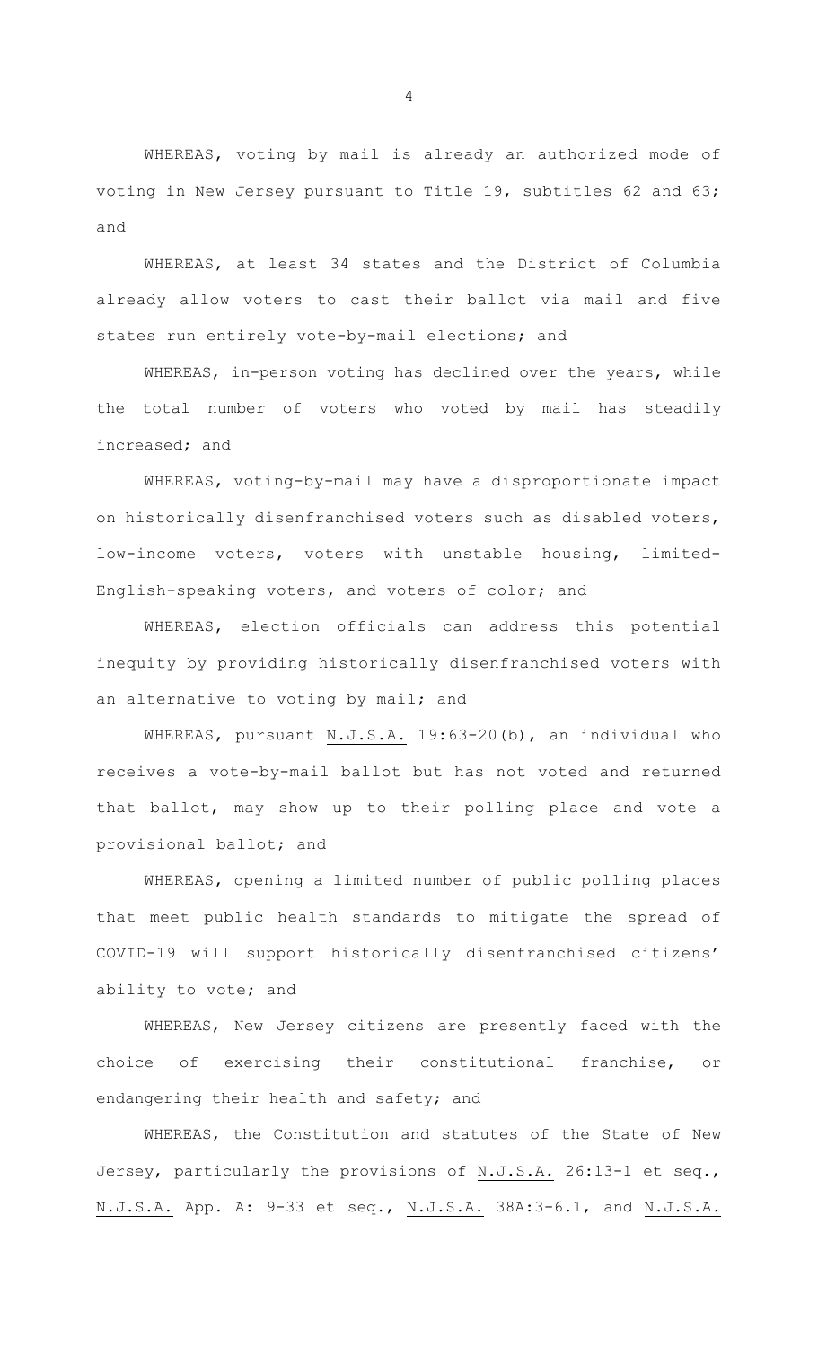WHEREAS, voting by mail is already an authorized mode of voting in New Jersey pursuant to Title 19, subtitles 62 and 63; and

WHEREAS, at least 34 states and the District of Columbia already allow voters to cast their ballot via mail and five states run entirely vote-by-mail elections; and

WHEREAS, in-person voting has declined over the years, while the total number of voters who voted by mail has steadily increased; and

WHEREAS, voting-by-mail may have a disproportionate impact on historically disenfranchised voters such as disabled voters, low-income voters, voters with unstable housing, limited-English-speaking voters, and voters of color; and

WHEREAS, election officials can address this potential inequity by providing historically disenfranchised voters with an alternative to voting by mail; and

WHEREAS, pursuant N.J.S.A. 19:63-20(b), an individual who receives a vote-by-mail ballot but has not voted and returned that ballot, may show up to their polling place and vote a provisional ballot; and

WHEREAS, opening a limited number of public polling places that meet public health standards to mitigate the spread of COVID-19 will support historically disenfranchised citizens' ability to vote; and

WHEREAS, New Jersey citizens are presently faced with the choice of exercising their constitutional franchise, or endangering their health and safety; and

WHEREAS, the Constitution and statutes of the State of New Jersey, particularly the provisions of N.J.S.A. 26:13-1 et seq., N.J.S.A. App. A: 9-33 et seq., N.J.S.A. 38A:3-6.1, and N.J.S.A.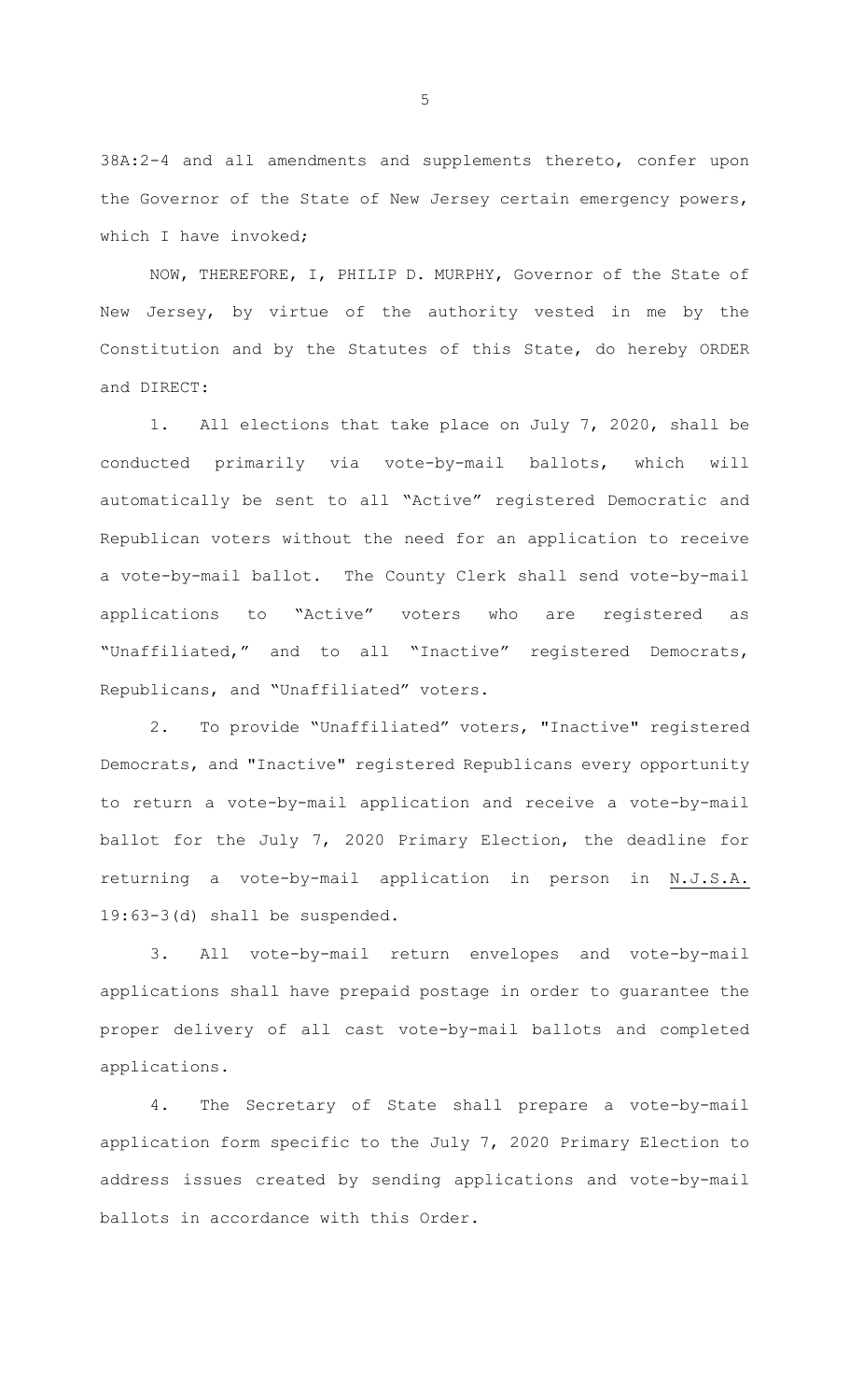38A:2-4 and all amendments and supplements thereto, confer upon the Governor of the State of New Jersey certain emergency powers, which I have invoked;

NOW, THEREFORE, I, PHILIP D. MURPHY, Governor of the State of New Jersey, by virtue of the authority vested in me by the Constitution and by the Statutes of this State, do hereby ORDER and DIRECT:

1. All elections that take place on July 7, 2020, shall be conducted primarily via vote-by-mail ballots, which will automatically be sent to all "Active" registered Democratic and Republican voters without the need for an application to receive a vote-by-mail ballot. The County Clerk shall send vote-by-mail applications to "Active" voters who are registered as "Unaffiliated," and to all "Inactive" registered Democrats, Republicans, and "Unaffiliated" voters.

2. To provide "Unaffiliated" voters, "Inactive" registered Democrats, and "Inactive" registered Republicans every opportunity to return a vote-by-mail application and receive a vote-by-mail ballot for the July 7, 2020 Primary Election, the deadline for returning a vote-by-mail application in person in N.J.S.A. 19:63-3(d) shall be suspended.

3. All vote-by-mail return envelopes and vote-by-mail applications shall have prepaid postage in order to guarantee the proper delivery of all cast vote-by-mail ballots and completed applications.

4. The Secretary of State shall prepare a vote-by-mail application form specific to the July 7, 2020 Primary Election to address issues created by sending applications and vote-by-mail ballots in accordance with this Order.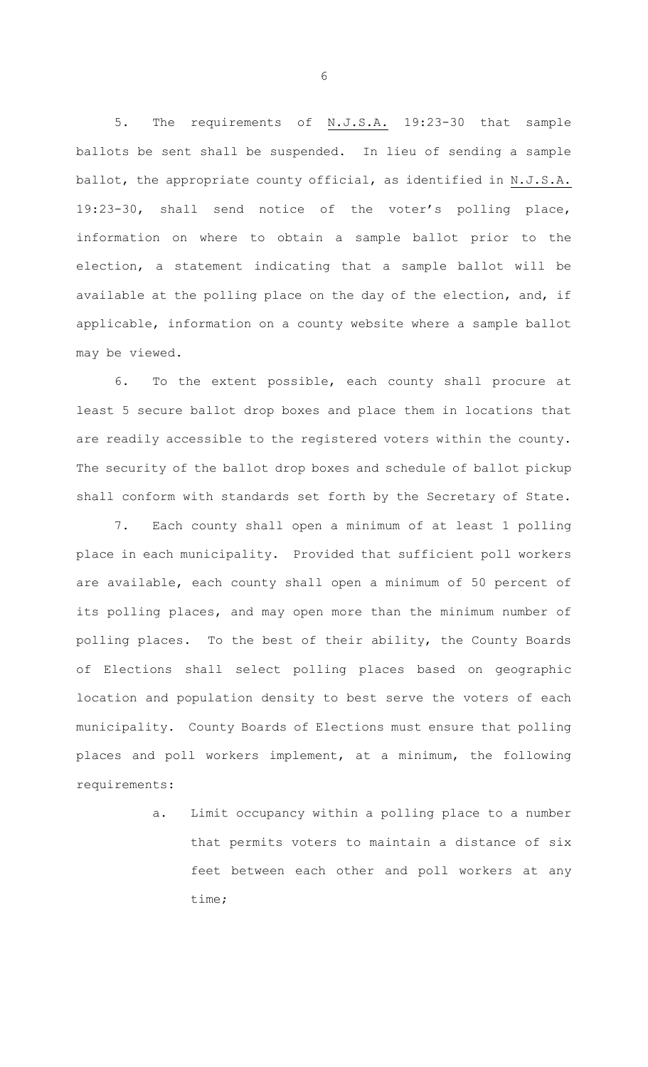5. The requirements of N.J.S.A. 19:23-30 that sample ballots be sent shall be suspended. In lieu of sending a sample ballot, the appropriate county official, as identified in N.J.S.A. 19:23-30, shall send notice of the voter's polling place, information on where to obtain a sample ballot prior to the election, a statement indicating that a sample ballot will be available at the polling place on the day of the election, and, if applicable, information on a county website where a sample ballot may be viewed.

6. To the extent possible, each county shall procure at least 5 secure ballot drop boxes and place them in locations that are readily accessible to the registered voters within the county. The security of the ballot drop boxes and schedule of ballot pickup shall conform with standards set forth by the Secretary of State.

7. Each county shall open a minimum of at least 1 polling place in each municipality. Provided that sufficient poll workers are available, each county shall open a minimum of 50 percent of its polling places, and may open more than the minimum number of polling places. To the best of their ability, the County Boards of Elections shall select polling places based on geographic location and population density to best serve the voters of each municipality. County Boards of Elections must ensure that polling places and poll workers implement, at a minimum, the following requirements:

a. Limit occupancy within a polling place to a number that permits voters to maintain a distance of six feet between each other and poll workers at any time;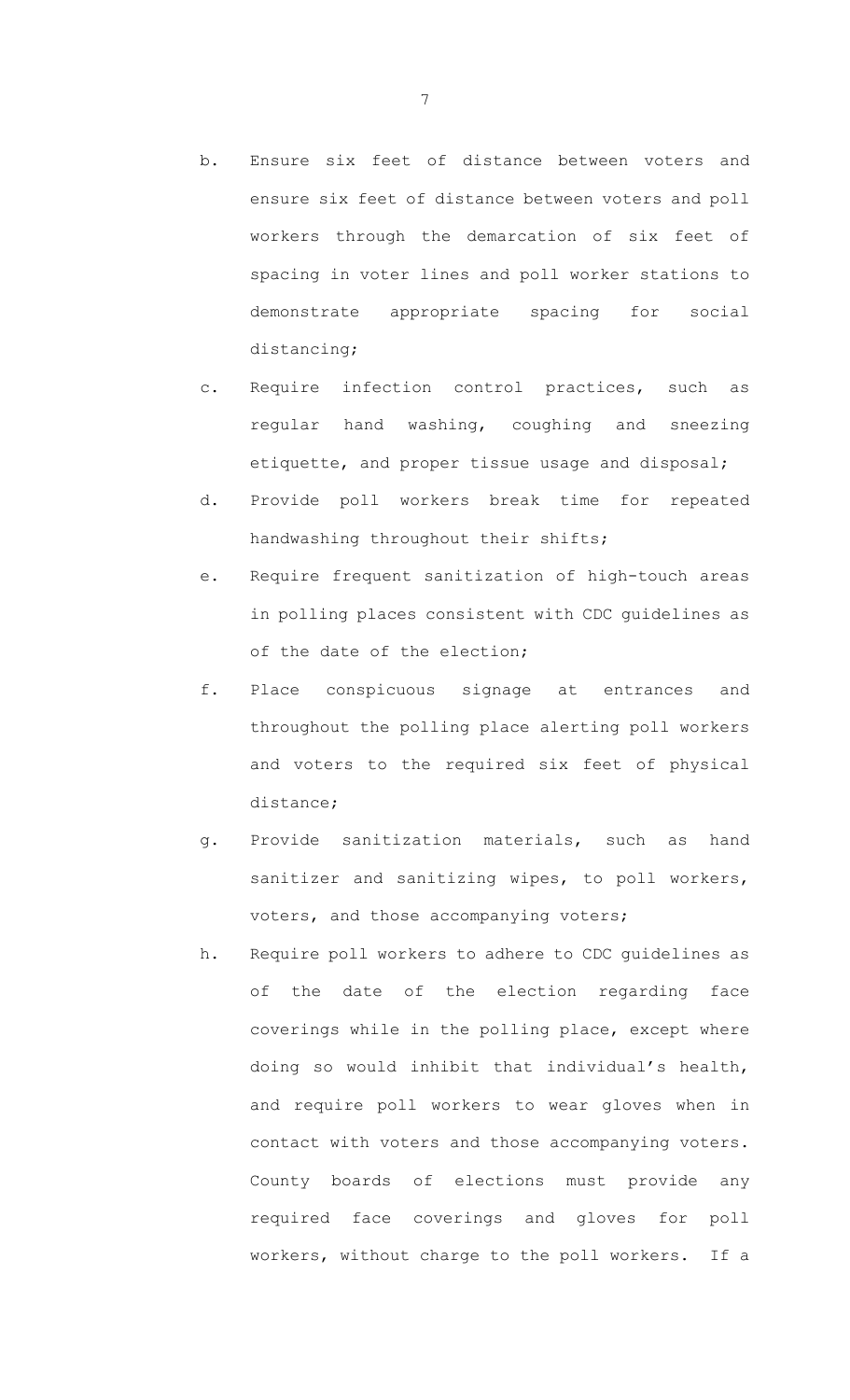b. Ensure six feet of distance between voters and ensure six feet of distance between voters and poll workers through the demarcation of six feet of spacing in voter lines and poll worker stations to demonstrate appropriate spacing for social distancing;

c. Require infection control practices, such as regular hand washing, coughing and sneezing etiquette, and proper tissue usage and disposal;

d. Provide poll workers break time for repeated handwashing throughout their shifts;

e. Require frequent sanitization of high-touch areas in polling places consistent with CDC guidelines as of the date of the election;

f. Place conspicuous signage at entrances and throughout the polling place alerting poll workers and voters to the required six feet of physical distance;

g. Provide sanitization materials, such as hand sanitizer and sanitizing wipes, to poll workers, voters, and those accompanying voters;

h. Require poll workers to adhere to CDC guidelines as of the date of the election regarding face coverings while in the polling place, except where doing so would inhibit that individual's health, and require poll workers to wear gloves when in contact with voters and those accompanying voters. County boards of elections must provide any required face coverings and gloves for poll workers, without charge to the poll workers. If a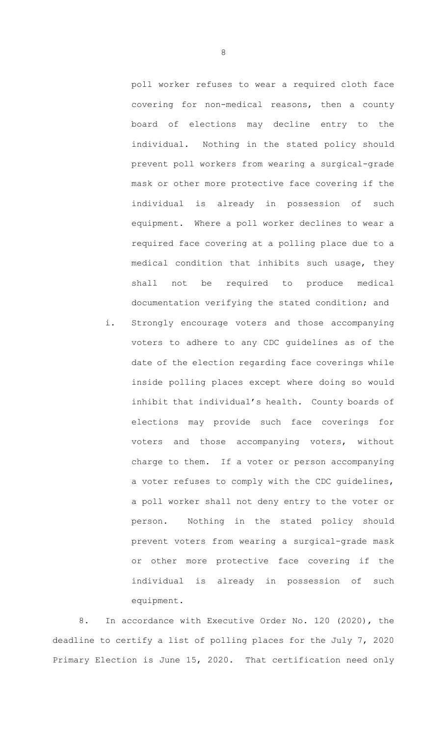poll worker refuses to wear a required cloth face covering for non-medical reasons, then a county board of elections may decline entry to the individual. Nothing in the stated policy should prevent poll workers from wearing a surgical-grade mask or other more protective face covering if the individual is already in possession of such equipment. Where a poll worker declines to wear a required face covering at a polling place due to a medical condition that inhibits such usage, they shall not be required to produce medical documentation verifying the stated condition; and

i. Strongly encourage voters and those accompanying voters to adhere to any CDC guidelines as of the date of the election regarding face coverings while inside polling places except where doing so would inhibit that individual's health. County boards of elections may provide such face coverings for voters and those accompanying voters, without charge to them. If a voter or person accompanying a voter refuses to comply with the CDC guidelines, a poll worker shall not deny entry to the voter or person. Nothing in the stated policy should prevent voters from wearing a surgical-grade mask or other more protective face covering if the individual is already in possession of such equipment.

8. In accordance with Executive Order No. 120 (2020), the deadline to certify a list of polling places for the July 7, 2020 Primary Election is June 15, 2020. That certification need only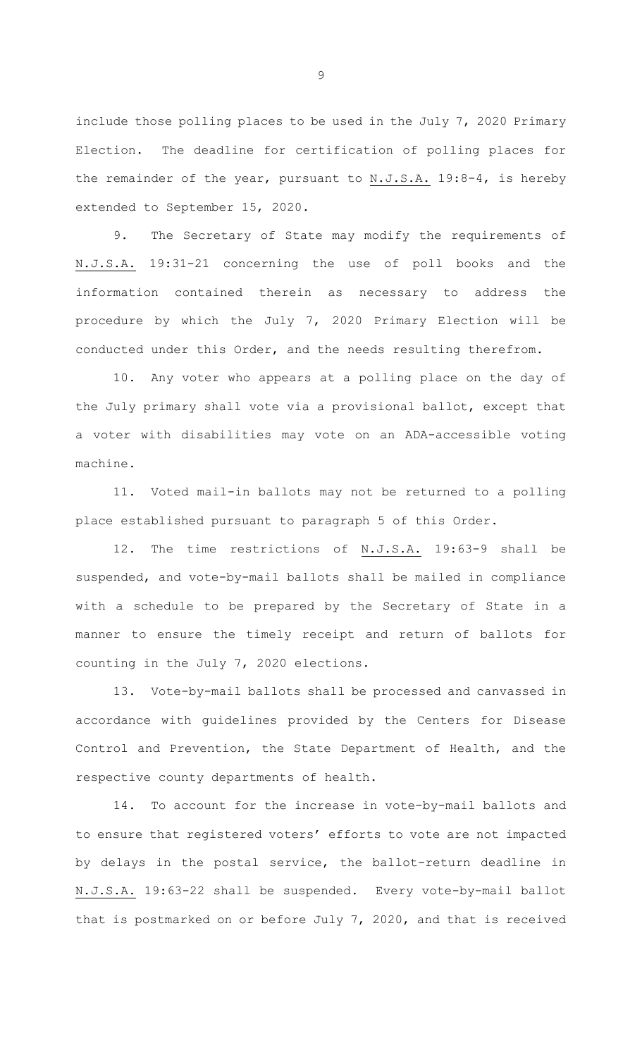include those polling places to be used in the July 7, 2020 Primary Election. The deadline for certification of polling places for the remainder of the year, pursuant to N.J.S.A. 19:8-4, is hereby extended to September 15, 2020.

9. The Secretary of State may modify the requirements of N.J.S.A. 19:31-21 concerning the use of poll books and the information contained therein as necessary to address the procedure by which the July 7, 2020 Primary Election will be conducted under this Order, and the needs resulting therefrom.

10. Any voter who appears at a polling place on the day of the July primary shall vote via a provisional ballot, except that a voter with disabilities may vote on an ADA-accessible voting machine.

11. Voted mail-in ballots may not be returned to a polling place established pursuant to paragraph 5 of this Order.

12. The time restrictions of N.J.S.A. 19:63-9 shall be suspended, and vote-by-mail ballots shall be mailed in compliance with a schedule to be prepared by the Secretary of State in a manner to ensure the timely receipt and return of ballots for counting in the July 7, 2020 elections.

13. Vote-by-mail ballots shall be processed and canvassed in accordance with guidelines provided by the Centers for Disease Control and Prevention, the State Department of Health, and the respective county departments of health.

14. To account for the increase in vote-by-mail ballots and to ensure that registered voters' efforts to vote are not impacted by delays in the postal service, the ballot-return deadline in N.J.S.A. 19:63-22 shall be suspended. Every vote-by-mail ballot that is postmarked on or before July 7, 2020, and that is received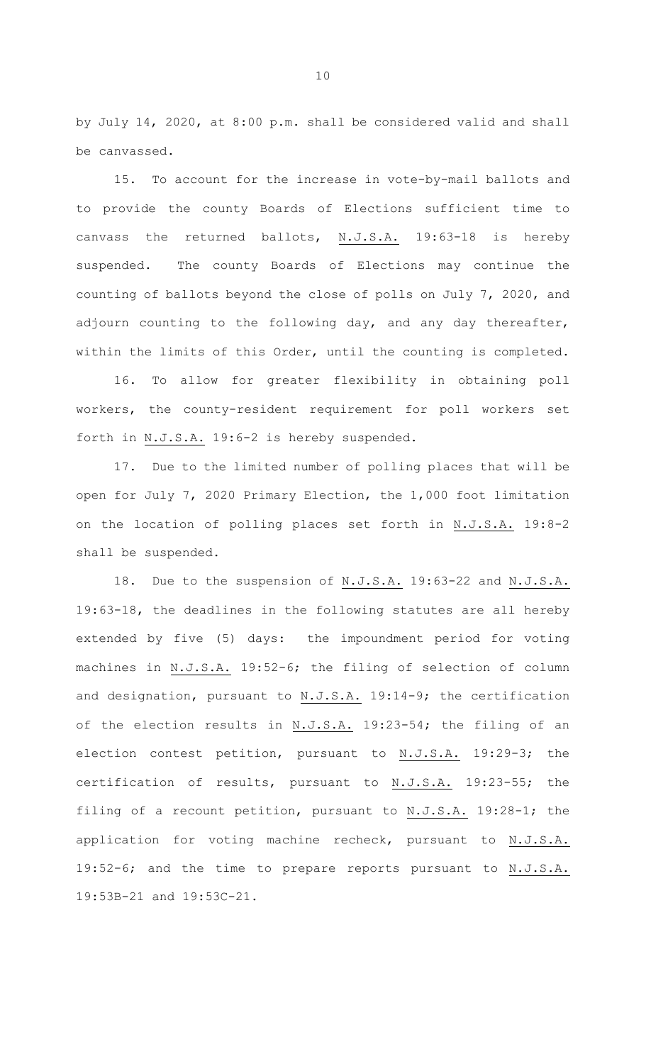by July 14, 2020, at 8:00 p.m. shall be considered valid and shall be canvassed.

15. To account for the increase in vote-by-mail ballots and to provide the county Boards of Elections sufficient time to canvass the returned ballots, N.J.S.A. 19:63-18 is hereby suspended. The county Boards of Elections may continue the counting of ballots beyond the close of polls on July 7, 2020, and adjourn counting to the following day, and any day thereafter, within the limits of this Order, until the counting is completed.

16. To allow for greater flexibility in obtaining poll workers, the county-resident requirement for poll workers set forth in N.J.S.A. 19:6-2 is hereby suspended.

17. Due to the limited number of polling places that will be open for July 7, 2020 Primary Election, the 1,000 foot limitation on the location of polling places set forth in N.J.S.A. 19:8-2 shall be suspended.

18. Due to the suspension of N.J.S.A. 19:63-22 and N.J.S.A. 19:63-18, the deadlines in the following statutes are all hereby extended by five (5) days: the impoundment period for voting machines in N.J.S.A. 19:52-6; the filing of selection of column and designation, pursuant to N.J.S.A. 19:14-9; the certification of the election results in N.J.S.A. 19:23-54; the filing of an election contest petition, pursuant to N.J.S.A. 19:29-3; the certification of results, pursuant to N.J.S.A. 19:23-55; the filing of a recount petition, pursuant to N.J.S.A. 19:28-1; the application for voting machine recheck, pursuant to N.J.S.A. 19:52-6; and the time to prepare reports pursuant to N.J.S.A. 19:53B-21 and 19:53C-21.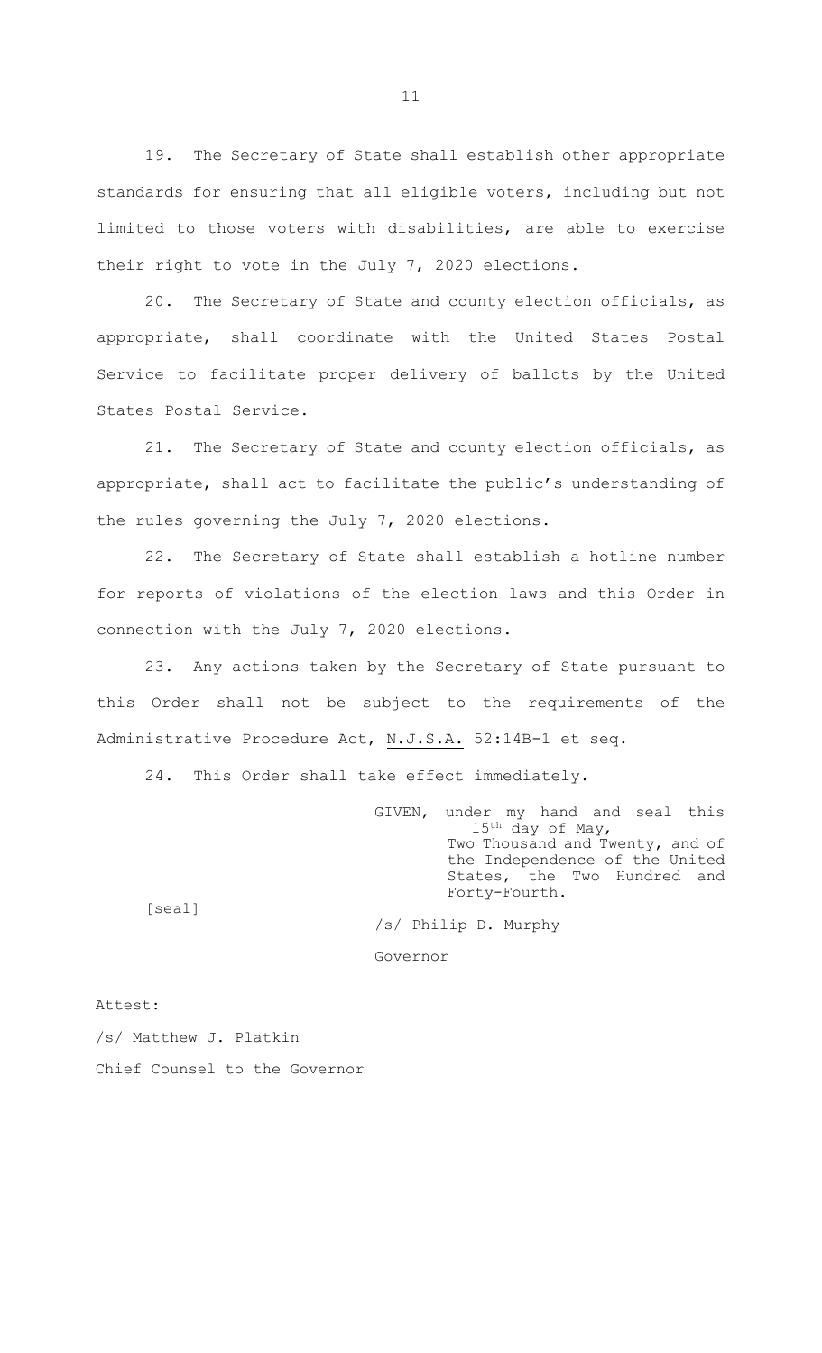19. The Secretary of State shall establish other appropriate standards for ensuring that all eligible voters, including but not limited to those voters with disabilities, are able to exercise their right to vote in the July 7, 2020 elections.

20. The Secretary of State and county election officials, as appropriate, shall coordinate with the United States Postal Service to facilitate proper delivery of ballots by the United States Postal Service.

21. The Secretary of State and county election officials, as appropriate, shall act to facilitate the public's understanding of the rules governing the July 7, 2020 elections.

22. The Secretary of State shall establish a hotline number for reports of violations of the election laws and this Order in connection with the July 7, 2020 elections.

23. Any actions taken by the Secretary of State pursuant to this Order shall not be subject to the requirements of the Administrative Procedure Act, N.J.S.A. 52:14B-1 et seq.

24. This Order shall take effect immediately.

GIVEN, under my hand and seal this 15th day of May, Two Thousand and Twenty, and of the Independence of the United States, the Two Hundred and Forty-Fourth.

[seal]

/s/ Philip D. Murphy

Governor

Attest:

/s/ Matthew J. Platkin

Chief Counsel to the Governor